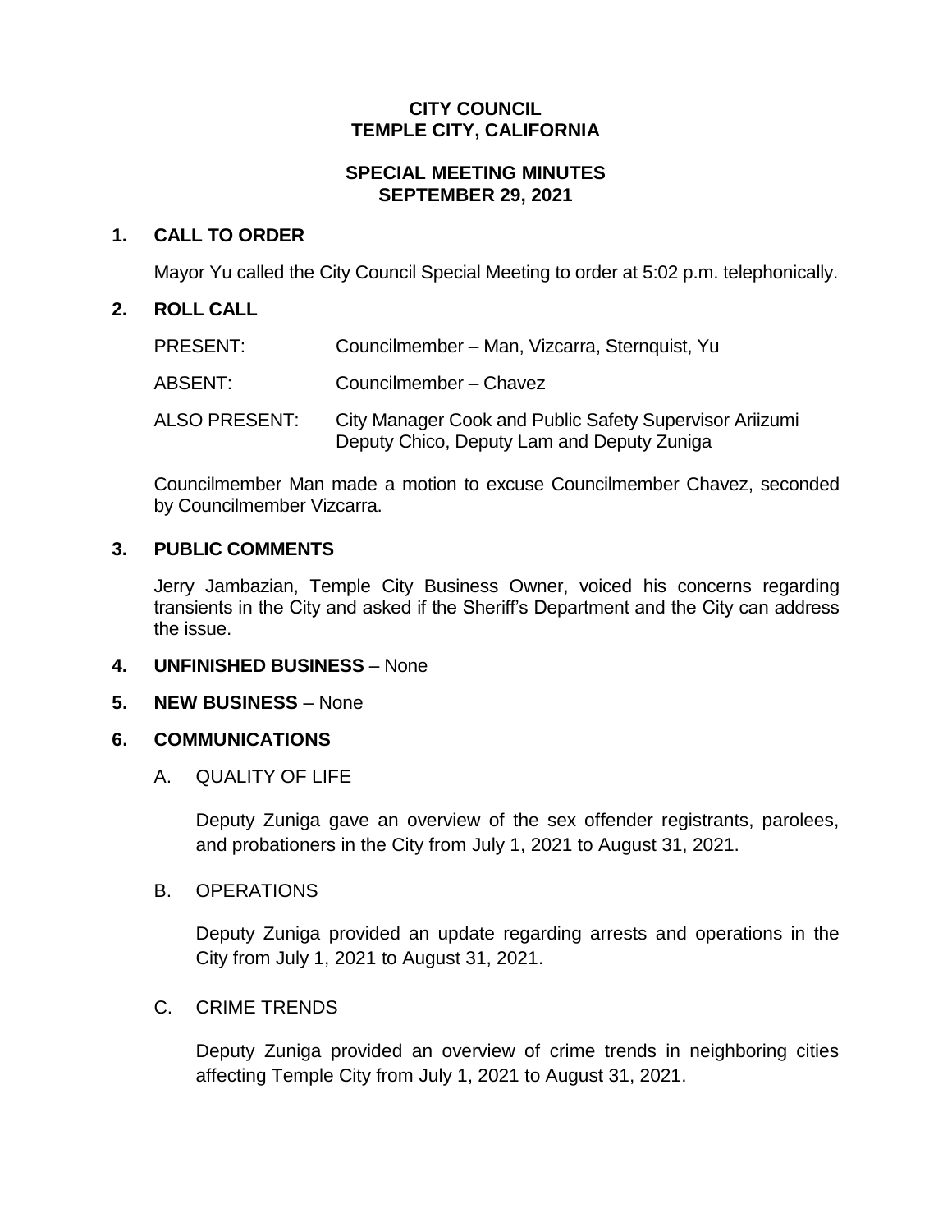**CITY COUNCIL**
**TEMPLE CITY, CALIFORNIA**

**SPECIAL MEETING MINUTES**
**SEPTEMBER 29, 2021**

## 1. CALL TO ORDER

Mayor Yu called the City Council Special Meeting to order at 5:02 p.m. telephonically.

## 2. ROLL CALL

PRESENT: Councilmember – Man, Vizcarra, Sternquist, Yu

ABSENT: Councilmember – Chavez

ALSO PRESENT: City Manager Cook and Public Safety Supervisor Ariizumi Deputy Chico, Deputy Lam and Deputy Zuniga

Councilmember Man made a motion to excuse Councilmember Chavez, seconded by Councilmember Vizcarra.

## 3. PUBLIC COMMENTS

Jerry Jambazian, Temple City Business Owner, voiced his concerns regarding transients in the City and asked if the Sheriff's Department and the City can address the issue.

## 4. UNFINISHED BUSINESS – None

## 5. NEW BUSINESS – None

## 6. COMMUNICATIONS

A. QUALITY OF LIFE

Deputy Zuniga gave an overview of the sex offender registrants, parolees, and probationers in the City from July 1, 2021 to August 31, 2021.

B. OPERATIONS

Deputy Zuniga provided an update regarding arrests and operations in the City from July 1, 2021 to August 31, 2021.

C. CRIME TRENDS

Deputy Zuniga provided an overview of crime trends in neighboring cities affecting Temple City from July 1, 2021 to August 31, 2021.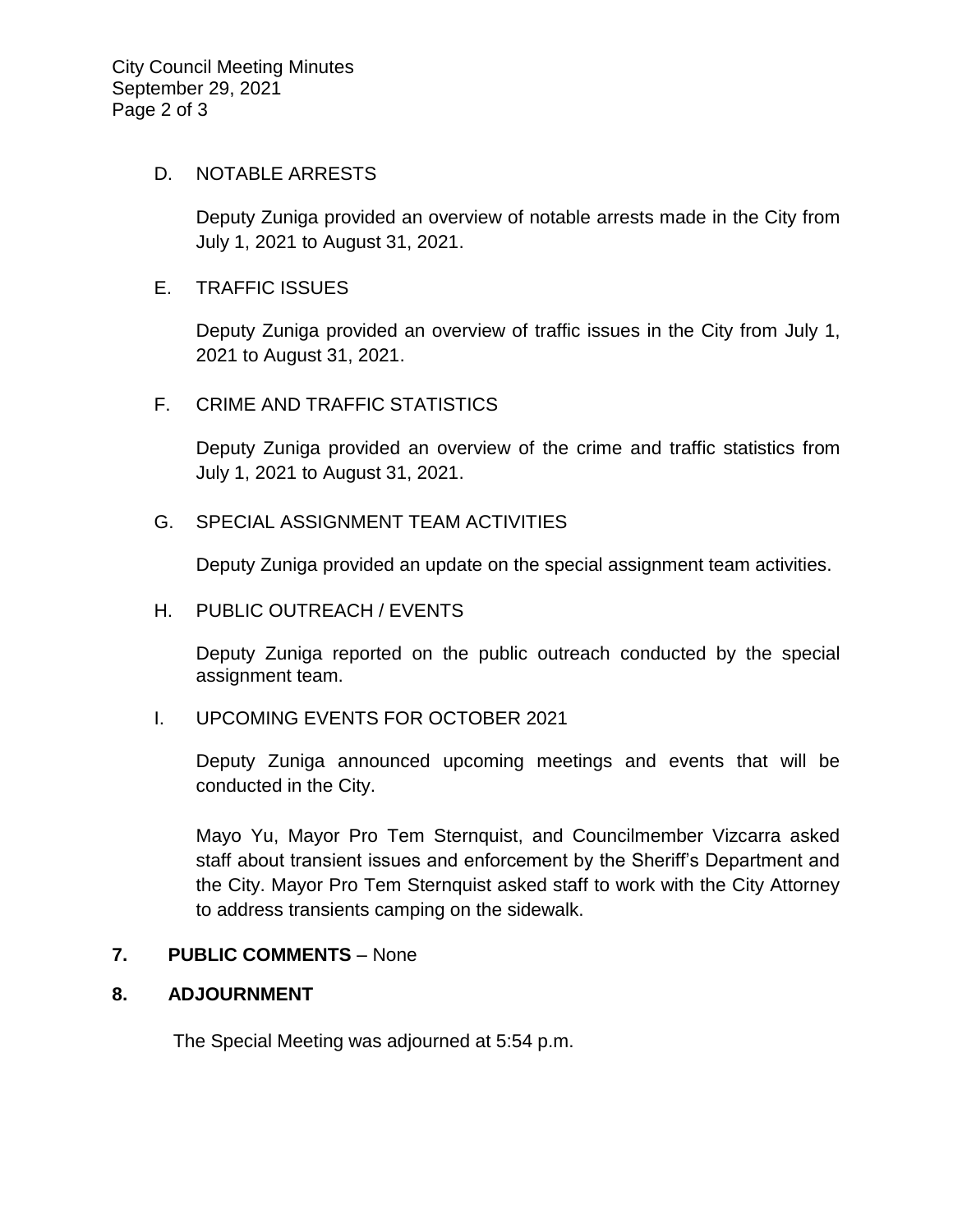D. NOTABLE ARRESTS

Deputy Zuniga provided an overview of notable arrests made in the City from July 1, 2021 to August 31, 2021.

E. TRAFFIC ISSUES

Deputy Zuniga provided an overview of traffic issues in the City from July 1, 2021 to August 31, 2021.

F. CRIME AND TRAFFIC STATISTICS

Deputy Zuniga provided an overview of the crime and traffic statistics from July 1, 2021 to August 31, 2021.

G. SPECIAL ASSIGNMENT TEAM ACTIVITIES

Deputy Zuniga provided an update on the special assignment team activities.

H. PUBLIC OUTREACH / EVENTS

Deputy Zuniga reported on the public outreach conducted by the special assignment team.

I. UPCOMING EVENTS FOR OCTOBER 2021

Deputy Zuniga announced upcoming meetings and events that will be conducted in the City.

Mayo Yu, Mayor Pro Tem Sternquist, and Councilmember Vizcarra asked staff about transient issues and enforcement by the Sheriff's Department and the City. Mayor Pro Tem Sternquist asked staff to work with the City Attorney to address transients camping on the sidewalk.

**7. PUBLIC COMMENTS** – None

**8. ADJOURNMENT**

The Special Meeting was adjourned at 5:54 p.m.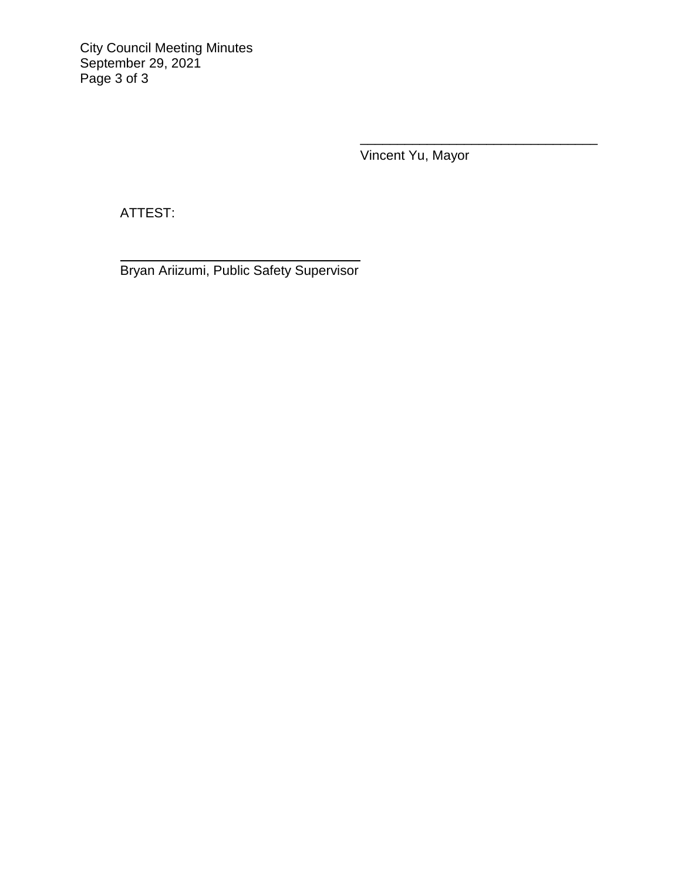_________________________________
Vincent Yu, Mayor

ATTEST:

_________________________________
Bryan Ariizumi, Public Safety Supervisor